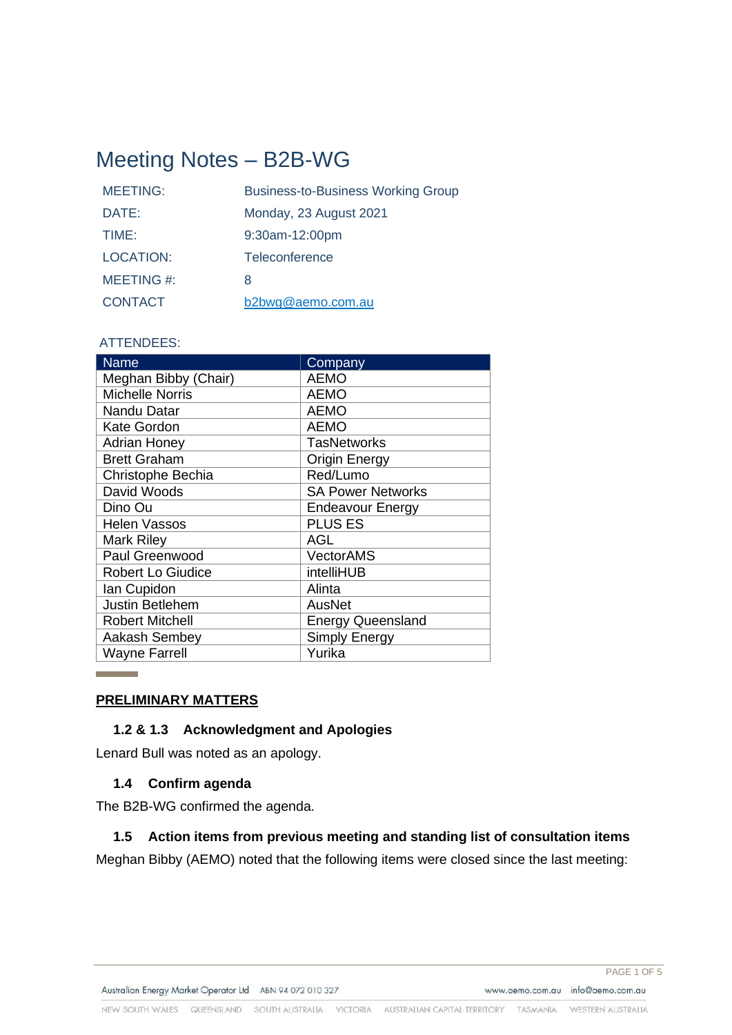# Meeting Notes – B2B-WG

| | |
|---|---|
| MEETING: | Business-to-Business Working Group |
| DATE: | Monday, 23 August 2021 |
| TIME: | 9:30am-12:00pm |
| LOCATION: | Teleconference |
| MEETING #: | 8 |
| CONTACT | b2bwg@aemo.com.au |

ATTENDEES:

| Name | Company |
|---|---|
| Meghan Bibby (Chair) | AEMO |
| Michelle Norris | AEMO |
| Nandu Datar | AEMO |
| Kate Gordon | AEMO |
| Adrian Honey | TasNetworks |
| Brett Graham | Origin Energy |
| Christophe Bechia | Red/Lumo |
| David Woods | SA Power Networks |
| Dino Ou | Endeavour Energy |
| Helen Vassos | PLUS ES |
| Mark Riley | AGL |
| Paul Greenwood | VectorAMS |
| Robert Lo Giudice | intelliHUB |
| Ian Cupidon | Alinta |
| Justin Betlehem | AusNet |
| Robert Mitchell | Energy Queensland |
| Aakash Sembey | Simply Energy |
| Wayne Farrell | Yurika |

## PRELIMINARY MATTERS

### 1.2 & 1.3 Acknowledgment and Apologies

Lenard Bull was noted as an apology.

### 1.4 Confirm agenda

The B2B-WG confirmed the agenda.

### 1.5 Action items from previous meeting and standing list of consultation items

Meghan Bibby (AEMO) noted that the following items were closed since the last meeting: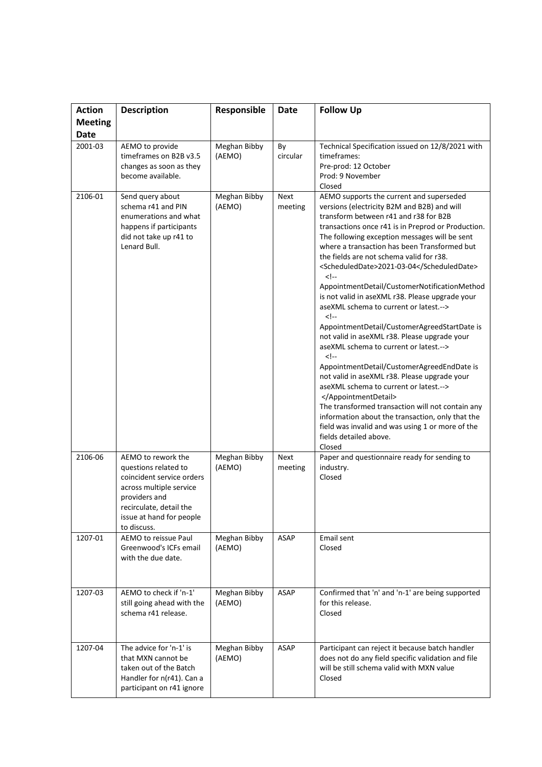| Action Meeting Date | Description | Responsible | Date | Follow Up |
| --- | --- | --- | --- | --- |
| 2001-03 | AEMO to provide timeframes on B2B v3.5 changes as soon as they become available. | Meghan Bibby (AEMO) | By circular | Technical Specification issued on 12/8/2021 with timeframes:<br>Pre-prod: 12 October<br>Prod: 9 November<br>Closed |
| 2106-01 | Send query about schema r41 and PIN enumerations and what happens if participants did not take up r41 to Lenard Bull. | Meghan Bibby (AEMO) | Next meeting | AEMO supports the current and superseded versions (electricity B2M and B2B) and will transform between r41 and r38 for B2B transactions once r41 is in Preprod or Production. The following exception messages will be sent where a transaction has been Transformed but the fields are not schema valid for r38.<br>`<ScheduledDate>2021-03-04</ScheduledDate>`<br>`<!-- AppointmentDetail/CustomerNotificationMethod is not valid in aseXML r38. Please upgrade your aseXML schema to current or latest.-->`<br>`<!-- AppointmentDetail/CustomerAgreedStartDate is not valid in aseXML r38. Please upgrade your aseXML schema to current or latest.-->`<br>`<!-- AppointmentDetail/CustomerAgreedEndDate is not valid in aseXML r38. Please upgrade your aseXML schema to current or latest.-->`<br>`</AppointmentDetail>`<br>The transformed transaction will not contain any information about the transaction, only that the field was invalid and was using 1 or more of the fields detailed above.<br>Closed |
| 2106-06 | AEMO to rework the questions related to coincident service orders across multiple service providers and recirculate, detail the issue at hand for people to discuss. | Meghan Bibby (AEMO) | Next meeting | Paper and questionnaire ready for sending to industry.<br>Closed |
| 1207-01 | AEMO to reissue Paul Greenwood's ICFs email with the due date. | Meghan Bibby (AEMO) | ASAP | Email sent<br>Closed |
| 1207-03 | AEMO to check if 'n-1' still going ahead with the schema r41 release. | Meghan Bibby (AEMO) | ASAP | Confirmed that 'n' and 'n-1' are being supported for this release.<br>Closed |
| 1207-04 | The advice for 'n-1' is that MXN cannot be taken out of the Batch Handler for n(r41). Can a participant on r41 ignore | Meghan Bibby (AEMO) | ASAP | Participant can reject it because batch handler does not do any field specific validation and file will be still schema valid with MXN value<br>Closed |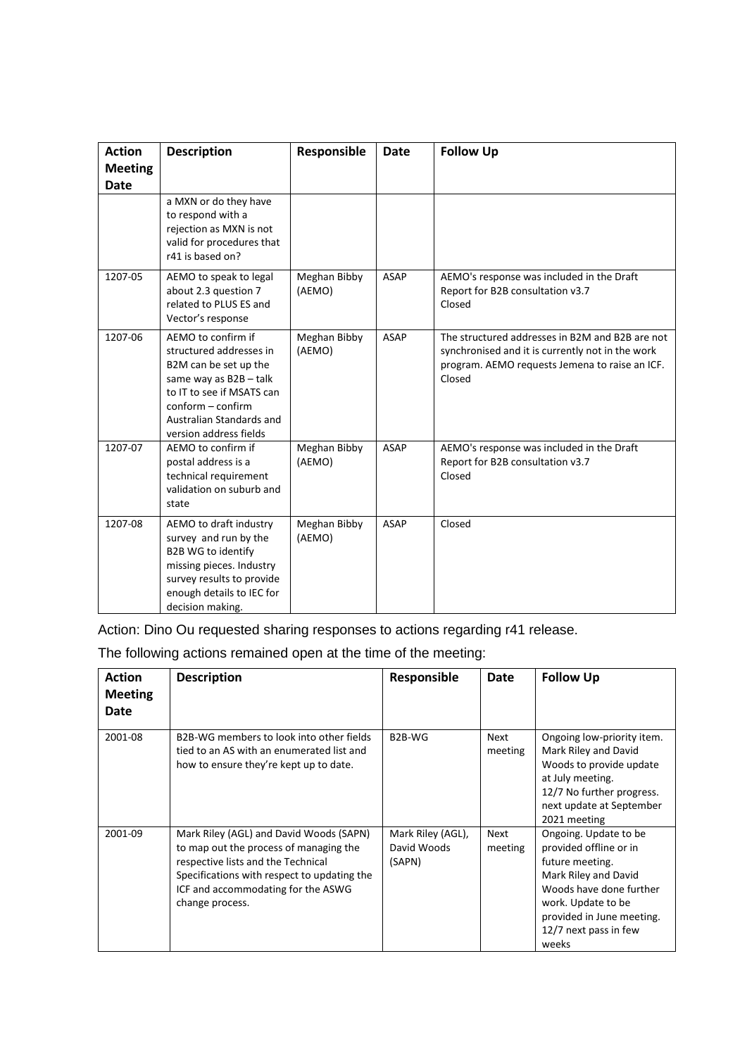| Action Meeting Date | Description | Responsible | Date | Follow Up |
|---|---|---|---|---|
| | a MXN or do they have to respond with a rejection as MXN is not valid for procedures that r41 is based on? | | | |
| 1207-05 | AEMO to speak to legal about 2.3 question 7 related to PLUS ES and Vector's response | Meghan Bibby (AEMO) | ASAP | AEMO's response was included in the Draft Report for B2B consultation v3.7<br>Closed |
| 1207-06 | AEMO to confirm if structured addresses in B2M can be set up the same way as B2B – talk to IT to see if MSATS can conform – confirm Australian Standards and version address fields | Meghan Bibby (AEMO) | ASAP | The structured addresses in B2M and B2B are not synchronised and it is currently not in the work program. AEMO requests Jemena to raise an ICF.<br>Closed |
| 1207-07 | AEMO to confirm if postal address is a technical requirement validation on suburb and state | Meghan Bibby (AEMO) | ASAP | AEMO's response was included in the Draft Report for B2B consultation v3.7<br>Closed |
| 1207-08 | AEMO to draft industry survey and run by the B2B WG to identify missing pieces. Industry survey results to provide enough details to IEC for decision making. | Meghan Bibby (AEMO) | ASAP | Closed |

Action: Dino Ou requested sharing responses to actions regarding r41 release.

The following actions remained open at the time of the meeting:

| Action Meeting Date | Description | Responsible | Date | Follow Up |
|---|---|---|---|---|
| 2001-08 | B2B-WG members to look into other fields tied to an AS with an enumerated list and how to ensure they're kept up to date. | B2B-WG | Next meeting | Ongoing low-priority item. Mark Riley and David Woods to provide update at July meeting.<br>12/7 No further progress. next update at September 2021 meeting |
| 2001-09 | Mark Riley (AGL) and David Woods (SAPN) to map out the process of managing the respective lists and the Technical Specifications with respect to updating the ICF and accommodating for the ASWG change process. | Mark Riley (AGL), David Woods (SAPN) | Next meeting | Ongoing. Update to be provided offline or in future meeting.<br>Mark Riley and David Woods have done further work. Update to be provided in June meeting.<br>12/7 next pass in few weeks |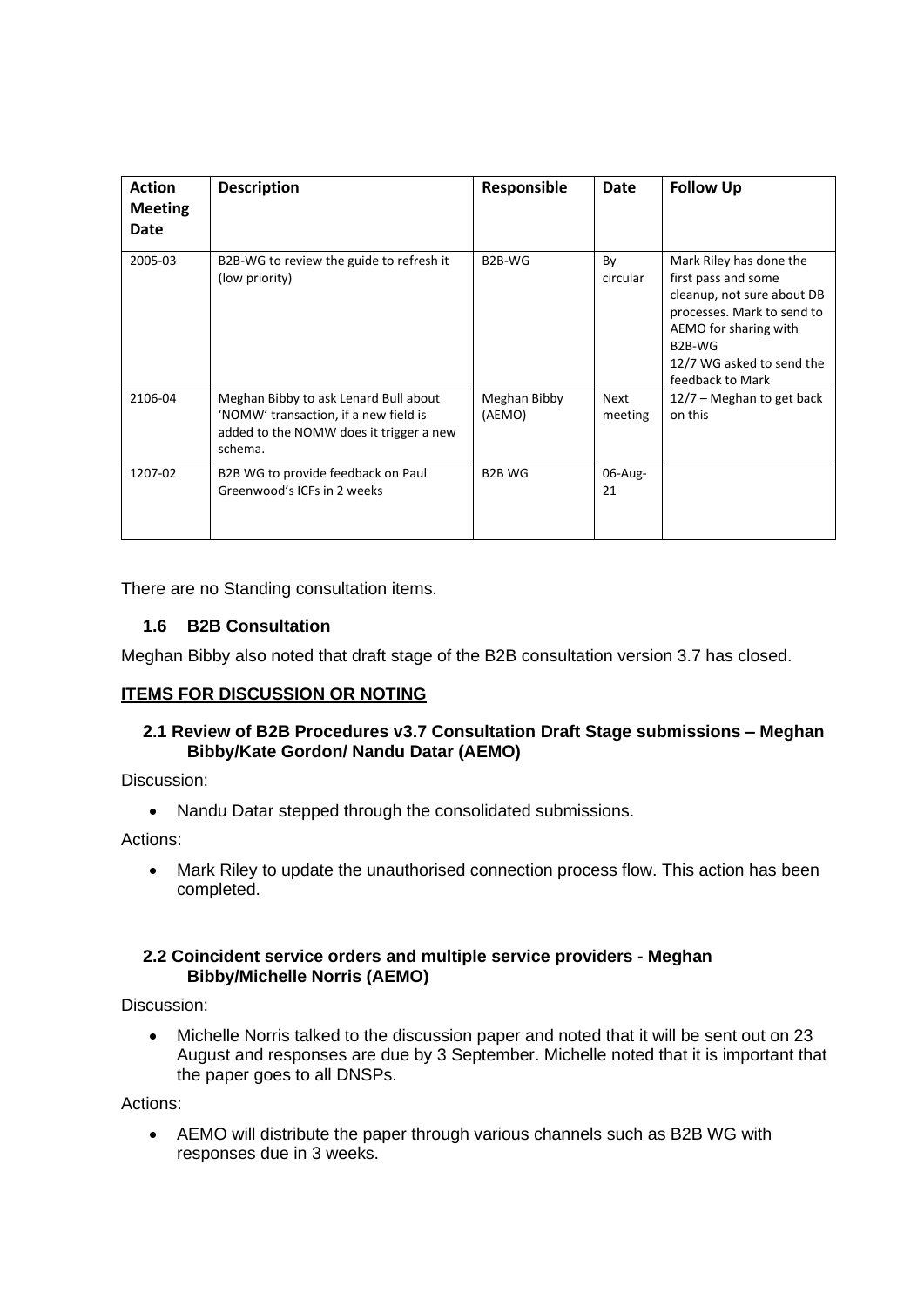| Action Meeting Date | Description | Responsible | Date | Follow Up |
|---|---|---|---|---|
| 2005-03 | B2B-WG to review the guide to refresh it (low priority) | B2B-WG | By circular | Mark Riley has done the first pass and some cleanup, not sure about DB processes. Mark to send to AEMO for sharing with B2B-WG<br>12/7 WG asked to send the feedback to Mark |
| 2106-04 | Meghan Bibby to ask Lenard Bull about 'NOMW' transaction, if a new field is added to the NOMW does it trigger a new schema. | Meghan Bibby (AEMO) | Next meeting | 12/7 – Meghan to get back on this |
| 1207-02 | B2B WG to provide feedback on Paul Greenwood's ICFs in 2 weeks | B2B WG | 06-Aug-21 | |

There are no Standing consultation items.

### 1.6 B2B Consultation

Meghan Bibby also noted that draft stage of the B2B consultation version 3.7 has closed.

## ITEMS FOR DISCUSSION OR NOTING

### 2.1 Review of B2B Procedures v3.7 Consultation Draft Stage submissions – Meghan Bibby/Kate Gordon/ Nandu Datar (AEMO)

Discussion:

- Nandu Datar stepped through the consolidated submissions.

Actions:

- Mark Riley to update the unauthorised connection process flow. This action has been completed.

### 2.2 Coincident service orders and multiple service providers - Meghan Bibby/Michelle Norris (AEMO)

Discussion:

- Michelle Norris talked to the discussion paper and noted that it will be sent out on 23 August and responses are due by 3 September. Michelle noted that it is important that the paper goes to all DNSPs.

Actions:

- AEMO will distribute the paper through various channels such as B2B WG with responses due in 3 weeks.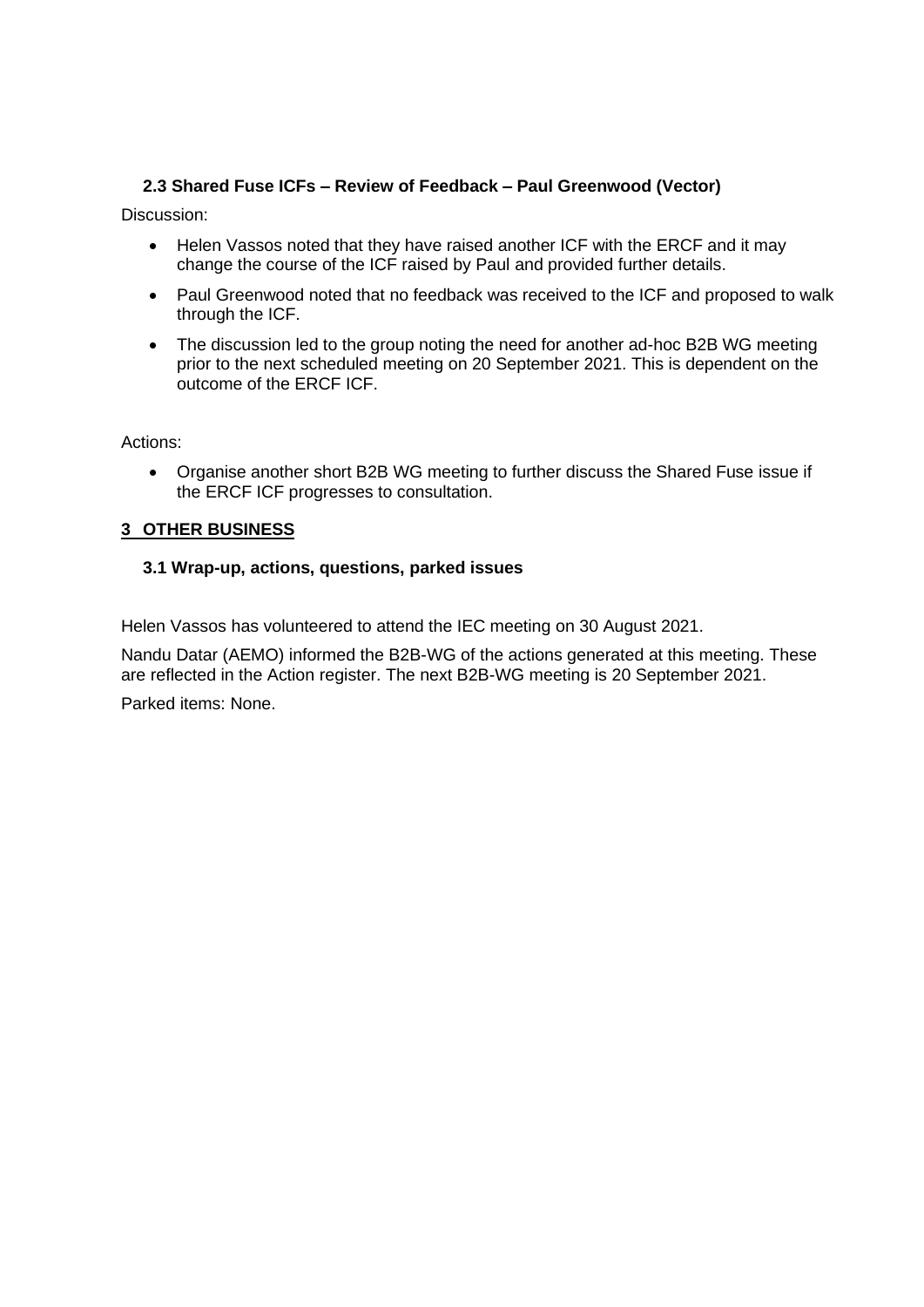### 2.3 Shared Fuse ICFs – Review of Feedback – Paul Greenwood (Vector)

Discussion:

- Helen Vassos noted that they have raised another ICF with the ERCF and it may change the course of the ICF raised by Paul and provided further details.
- Paul Greenwood noted that no feedback was received to the ICF and proposed to walk through the ICF.
- The discussion led to the group noting the need for another ad-hoc B2B WG meeting prior to the next scheduled meeting on 20 September 2021. This is dependent on the outcome of the ERCF ICF.

Actions:

- Organise another short B2B WG meeting to further discuss the Shared Fuse issue if the ERCF ICF progresses to consultation.

## 3 OTHER BUSINESS

### 3.1 Wrap-up, actions, questions, parked issues

Helen Vassos has volunteered to attend the IEC meeting on 30 August 2021.

Nandu Datar (AEMO) informed the B2B-WG of the actions generated at this meeting. These are reflected in the Action register. The next B2B-WG meeting is 20 September 2021.

Parked items: None.